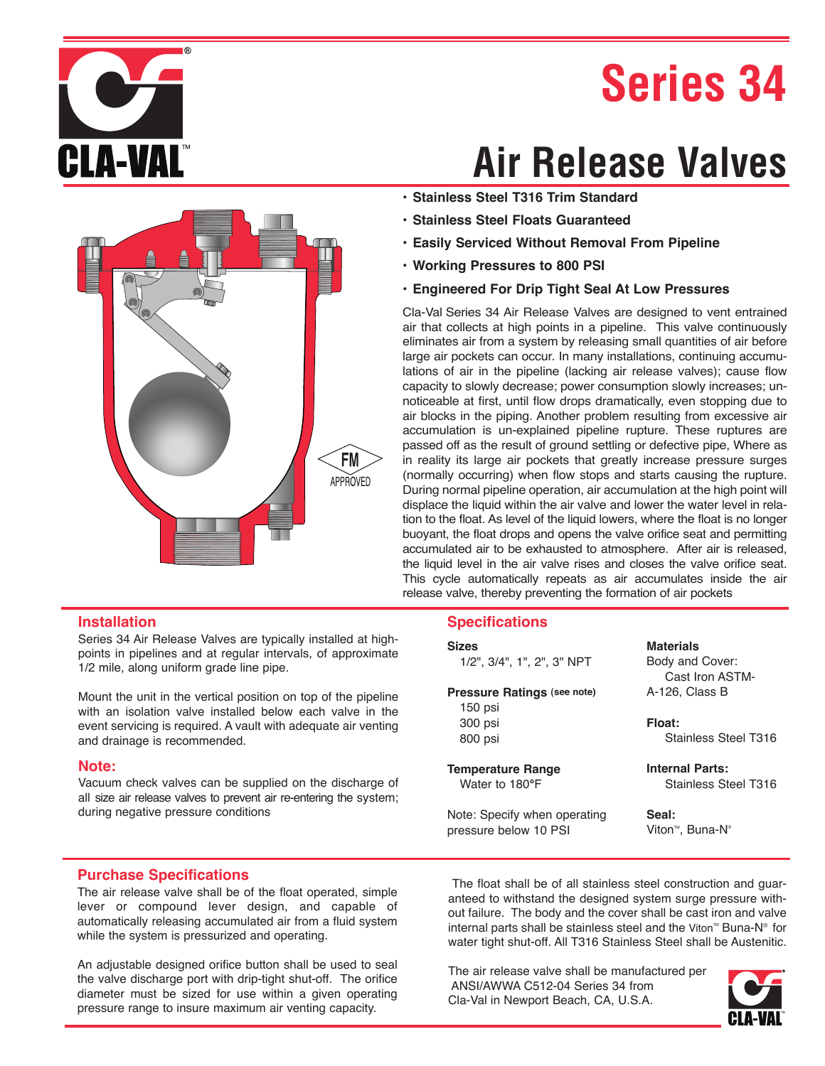# Series 34

# Air Release Valves

- **Stainless Steel T316 Trim Standard**
- **Stainless Steel Floats Guaranteed**
- **Easily Serviced Without Removal From Pipeline**
- **Working Pressures to 800 PSI**
- **Engineered For Drip Tight Seal At Low Pressures**

FM APPROVED

Cla-Val Series 34 Air Release Valves are designed to vent entrained air that collects at high points in a pipeline. This valve continuously eliminates air from a system by releasing small quantities of air before large air pockets can occur. In many installations, continuing accumulations of air in the pipeline (lacking air release valves); cause flow capacity to slowly decrease; power consumption slowly increases; unnoticeable at first, until flow drops dramatically, even stopping due to air blocks in the piping. Another problem resulting from excessive air accumulation is un-explained pipeline rupture. These ruptures are passed off as the result of ground settling or defective pipe, Where as in reality its large air pockets that greatly increase pressure surges (normally occurring) when flow stops and starts causing the rupture. During normal pipeline operation, air accumulation at the high point will displace the liquid within the air valve and lower the water level in relation to the float. As level of the liquid lowers, where the float is no longer buoyant, the float drops and opens the valve orifice seat and permitting accumulated air to be exhausted to atmosphere. After air is released, the liquid level in the air valve rises and closes the valve orifice seat. This cycle automatically repeats as air accumulates inside the air release valve, thereby preventing the formation of air pockets

## Installation

Series 34 Air Release Valves are typically installed at high-points in pipelines and at regular intervals, of approximate 1/2 mile, along uniform grade line pipe.

Mount the unit in the vertical position on top of the pipeline with an isolation valve installed below each valve in the event servicing is required. A vault with adequate air venting and drainage is recommended.

## Note:

Vacuum check valves can be supplied on the discharge of all size air release valves to prevent air re-entering the system; during negative pressure conditions

## Specifications

**Sizes**
1/2", 3/4", 1", 2", 3" NPT

**Pressure Ratings** (see note)
150 psi
300 psi
800 psi

**Temperature Range**
Water to 180°F

Note: Specify when operating pressure below 10 PSI

**Materials**
Body and Cover:
Cast Iron ASTM-A-126, Class B

**Float:**
Stainless Steel T316

**Internal Parts:**
Stainless Steel T316

**Seal:**
Viton™, Buna-N®

## Purchase Specifications

The air release valve shall be of the float operated, simple lever or compound lever design, and capable of automatically releasing accumulated air from a fluid system while the system is pressurized and operating.

An adjustable designed orifice button shall be used to seal the valve discharge port with drip-tight shut-off. The orifice diameter must be sized for use within a given operating pressure range to insure maximum air venting capacity.

The float shall be of all stainless steel construction and guaranteed to withstand the designed system surge pressure without failure. The body and the cover shall be cast iron and valve internal parts shall be stainless steel and the Viton™ Buna-N® for water tight shut-off. All T316 Stainless Steel shall be Austenitic.

The air release valve shall be manufactured per ANSI/AWWA C512-04 Series 34 from Cla-Val in Newport Beach, CA, U.S.A.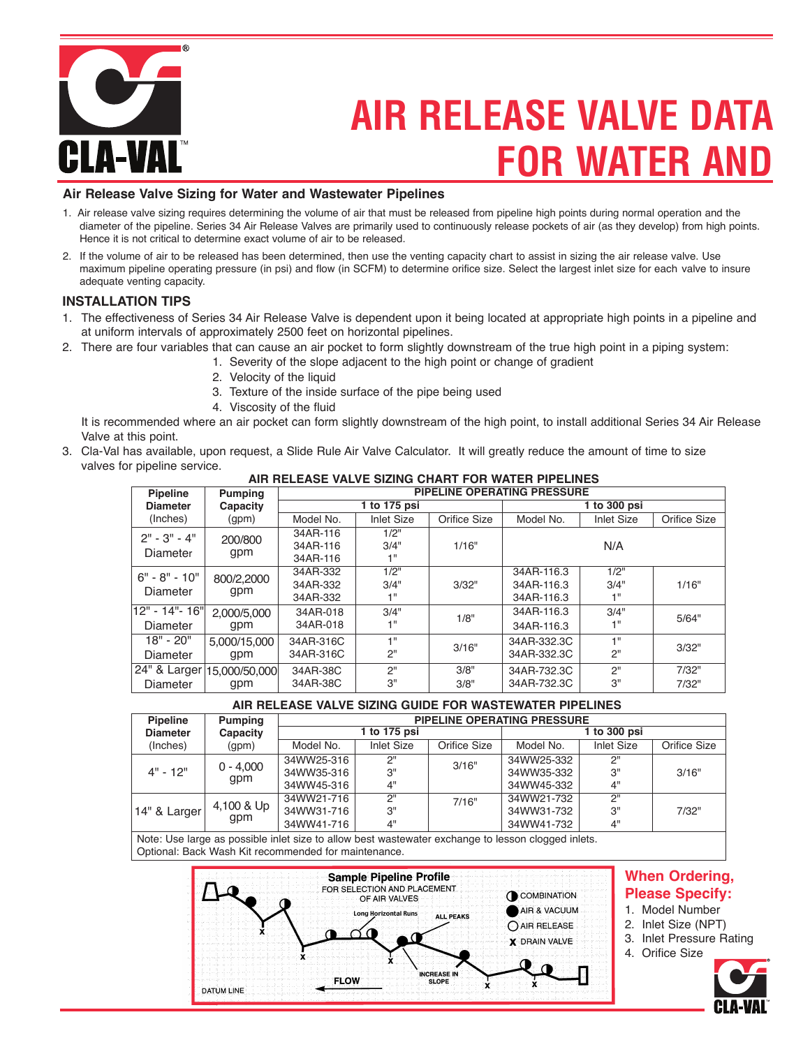# AIR RELEASE VALVE DATA FOR WATER AND

## Air Release Valve Sizing for Water and Wastewater Pipelines

1. Air release valve sizing requires determining the volume of air that must be released from pipeline high points during normal operation and the diameter of the pipeline. Series 34 Air Release Valves are primarily used to continuously release pockets of air (as they develop) from high points. Hence it is not critical to determine exact volume of air to be released.
2. If the volume of air to be released has been determined, then use the venting capacity chart to assist in sizing the air release valve. Use maximum pipeline operating pressure (in psi) and flow (in SCFM) to determine orifice size. Select the largest inlet size for each valve to insure adequate venting capacity.

## INSTALLATION TIPS

1. The effectiveness of Series 34 Air Release Valve is dependent upon it being located at appropriate high points in a pipeline and at uniform intervals of approximately 2500 feet on horizontal pipelines.
2. There are four variables that can cause an air pocket to form slightly downstream of the true high point in a piping system:
   1. Severity of the slope adjacent to the high point or change of gradient
   2. Velocity of the liquid
   3. Texture of the inside surface of the pipe being used
   4. Viscosity of the fluid

   It is recommended where an air pocket can form slightly downstream of the high point, to install additional Series 34 Air Release Valve at this point.
3. Cla-Val has available, upon request, a Slide Rule Air Valve Calculator. It will greatly reduce the amount of time to size valves for pipeline service.

### AIR RELEASE VALVE SIZING CHART FOR WATER PIPELINES

| Pipeline Diameter (Inches) | Pumping Capacity (gpm) | PIPELINE OPERATING PRESSURE | | | | | |
|---|---|---|---|---|---|---|---|
| | | 1 to 175 psi | | | 1 to 300 psi | | |
| | | Model No. | Inlet Size | Orifice Size | Model No. | Inlet Size | Orifice Size |
| 2" - 3" - 4" Diameter | 200/800 gpm | 34AR-116<br>34AR-116<br>34AR-116 | 1/2"<br>3/4"<br>1" | 1/16" | N/A | | |
| 6" - 8" - 10" Diameter | 800/2,2000 gpm | 34AR-332<br>34AR-332<br>34AR-332 | 1/2"<br>3/4"<br>1" | 3/32" | 34AR-116.3<br>34AR-116.3<br>34AR-116.3 | 1/2"<br>3/4"<br>1" | 1/16" |
| 12" - 14"- 16" Diameter | 2,000/5,000 gpm | 34AR-018<br>34AR-018 | 3/4"<br>1" | 1/8" | 34AR-116.3<br>34AR-116.3 | 3/4"<br>1" | 5/64" |
| 18" - 20" Diameter | 5,000/15,000 gpm | 34AR-316C<br>34AR-316C | 1"<br>2" | 3/16" | 34AR-332.3C<br>34AR-332.3C | 1"<br>2" | 3/32" |
| 24" & Larger Diameter | 15,000/50,000 gpm | 34AR-38C<br>34AR-38C | 2"<br>3" | 3/8"<br>3/8" | 34AR-732.3C<br>34AR-732.3C | 2"<br>3" | 7/32"<br>7/32" |

### AIR RELEASE VALVE SIZING GUIDE FOR WASTEWATER PIPELINES

| Pipeline Diameter (Inches) | Pumping Capacity (gpm) | PIPELINE OPERATING PRESSURE | | | | | |
|---|---|---|---|---|---|---|---|
| | | 1 to 175 psi | | | 1 to 300 psi | | |
| | | Model No. | Inlet Size | Orifice Size | Model No. | Inlet Size | Orifice Size |
| 4" - 12" | 0 - 4,000 gpm | 34WW25-316<br>34WW35-316<br>34WW45-316 | 2"<br>3"<br>4" | 3/16" | 34WW25-332<br>34WW35-332<br>34WW45-332 | 2"<br>3"<br>4" | 3/16" |
| 14" & Larger | 4,100 & Up gpm | 34WW21-716<br>34WW31-716<br>34WW41-716 | 2"<br>3"<br>4" | 7/16" | 34WW21-732<br>34WW31-732<br>34WW41-732 | 2"<br>3"<br>4" | 7/32" |

Note: Use large as possible inlet size to allow best wastewater exchange to lesson clogged inlets.
Optional: Back Wash Kit recommended for maintenance.

**Sample Pipeline Profile**
FOR SELECTION AND PLACEMENT OF AIR VALVES

COMBINATION · AIR & VACUUM · AIR RELEASE · X DRAIN VALVE

Long Horizontal Runs · ALL PEAKS · INCREASE IN SLOPE · FLOW · DATUM LINE

## When Ordering, Please Specify:

1. Model Number
2. Inlet Size (NPT)
3. Inlet Pressure Rating
4. Orifice Size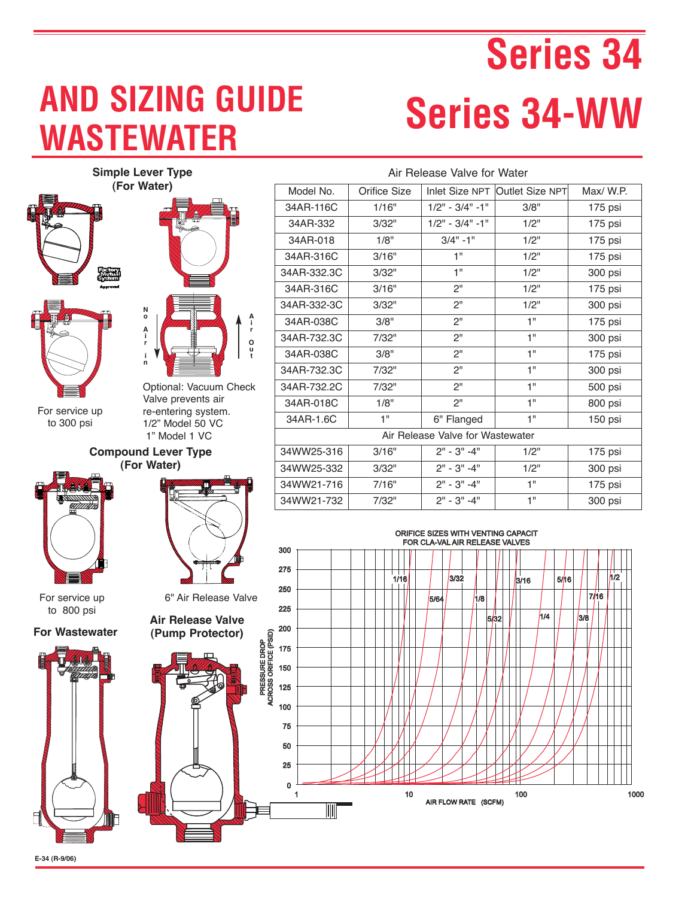# AND SIZING GUIDE WASTEWATER

# Series 34
# Series 34-WW

**Simple Lever Type (For Water)**

For service up to 300 psi

Optional: Vacuum Check Valve prevents air re-entering system.
1/2" Model 50 VC
1" Model 1 VC

No Air in

Air Out

**Compound Lever Type (For Water)**

For service up to 800 psi

6" Air Release Valve

**For Wastewater**

**Air Release Valve (Pump Protector)**

| Model No. | Orifice Size | Inlet Size NPT | Outlet Size NPT | Max/ W.P. |
|---|---|---|---|---|
| Air Release Valve for Water | | | | |
| 34AR-116C | 1/16" | 1/2" - 3/4" -1" | 3/8" | 175 psi |
| 34AR-332 | 3/32" | 1/2" - 3/4" -1" | 1/2" | 175 psi |
| 34AR-018 | 1/8" | 3/4" -1" | 1/2" | 175 psi |
| 34AR-316C | 3/16" | 1" | 1/2" | 175 psi |
| 34AR-332.3C | 3/32" | 1" | 1/2" | 300 psi |
| 34AR-316C | 3/16" | 2" | 1/2" | 175 psi |
| 34AR-332-3C | 3/32" | 2" | 1/2" | 300 psi |
| 34AR-038C | 3/8" | 2" | 1" | 175 psi |
| 34AR-732.3C | 7/32" | 2" | 1" | 300 psi |
| 34AR-038C | 3/8" | 2" | 1" | 175 psi |
| 34AR-732.3C | 7/32" | 2" | 1" | 300 psi |
| 34AR-732.2C | 7/32" | 2" | 1" | 500 psi |
| 34AR-018C | 1/8" | 2" | 1" | 800 psi |
| 34AR-1.6C | 1" | 6" Flanged | 1" | 150 psi |
| Air Release Valve for Wastewater | | | | |
| 34WW25-316 | 3/16" | 2" - 3" -4" | 1/2" | 175 psi |
| 34WW25-332 | 3/32" | 2" - 3" -4" | 1/2" | 300 psi |
| 34WW21-716 | 7/16" | 2" - 3" -4" | 1" | 175 psi |
| 34WW21-732 | 7/32" | 2" - 3" -4" | 1" | 300 psi |

ORIFICE SIZES WITH VENTING CAPACIT FOR CLA-VAL AIR RELEASE VALVES

(Chart: PRESSURE DROP ACROSS ORIFICE (PSID) 0–300 vs. AIR FLOW RATE (SCFM) 1–1000; curves for orifice sizes 1/16, 5/64, 3/32, 1/8, 5/32, 3/16, 1/4, 5/16, 3/8, 7/16, 1/2)

E-34 (R-9/06)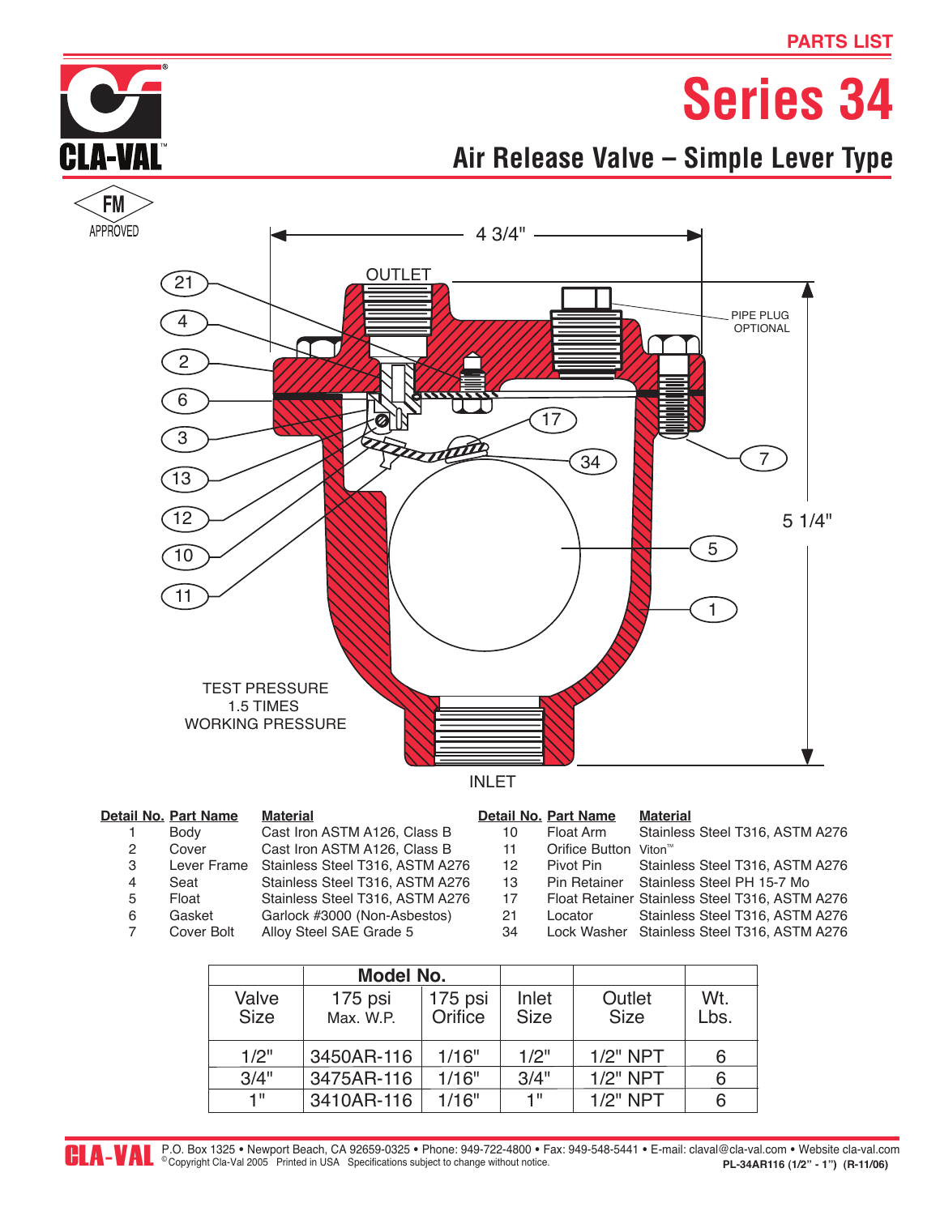PARTS LIST

# Series 34

## Air Release Valve – Simple Lever Type

FM APPROVED

4 3/4"

OUTLET

PIPE PLUG OPTIONAL

5 1/4"

TEST PRESSURE 1.5 TIMES WORKING PRESSURE

INLET

| Detail No. | Part Name | Material |
|---|---|---|
| 1 | Body | Cast Iron ASTM A126, Class B |
| 2 | Cover | Cast Iron ASTM A126, Class B |
| 3 | Lever Frame | Stainless Steel T316, ASTM A276 |
| 4 | Seat | Stainless Steel T316, ASTM A276 |
| 5 | Float | Stainless Steel T316, ASTM A276 |
| 6 | Gasket | Garlock #3000 (Non-Asbestos) |
| 7 | Cover Bolt | Alloy Steel SAE Grade 5 |
| 10 | Float Arm | Stainless Steel T316, ASTM A276 |
| 11 | Orifice Button | Viton™ |
| 12 | Pivot Pin | Stainless Steel T316, ASTM A276 |
| 13 | Pin Retainer | Stainless Steel PH 15-7 Mo |
| 17 | Float Retainer | Stainless Steel T316, ASTM A276 |
| 21 | Locator | Stainless Steel T316, ASTM A276 |
| 34 | Lock Washer | Stainless Steel T316, ASTM A276 |

| Valve Size | Model No. 175 psi Max. W.P. | 175 psi Orifice | Inlet Size | Outlet Size | Wt. Lbs. |
|---|---|---|---|---|---|
| 1/2" | 3450AR-116 | 1/16" | 1/2" | 1/2" NPT | 6 |
| 3/4" | 3475AR-116 | 1/16" | 3/4" | 1/2" NPT | 6 |
| 1" | 3410AR-116 | 1/16" | 1" | 1/2" NPT | 6 |

CLA-VAL P.O. Box 1325 • Newport Beach, CA 92659-0325 • Phone: 949-722-4800 • Fax: 949-548-5441 • E-mail: claval@cla-val.com • Website cla-val.com
©Copyright Cla-Val 2005 Printed in USA Specifications subject to change without notice. PL-34AR116 (1/2" - 1") (R-11/06)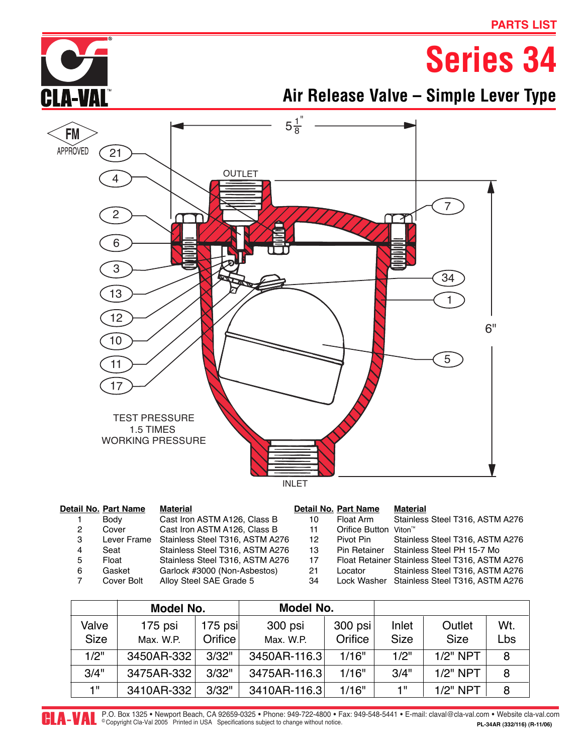PARTS LIST

# Series 34

## Air Release Valve – Simple Lever Type

FM APPROVED

5 1/8"

OUTLET

6"

INLET

TEST PRESSURE
1.5 TIMES
WORKING PRESSURE

21, 4, 2, 6, 3, 13, 12, 10, 11, 17, 7, 34, 1, 5

| Detail No. | Part Name | Material | Detail No. | Part Name | Material |
|---|---|---|---|---|---|
| 1 | Body | Cast Iron ASTM A126, Class B | 10 | Float Arm | Stainless Steel T316, ASTM A276 |
| 2 | Cover | Cast Iron ASTM A126, Class B | 11 | Orifice Button | Viton™ |
| 3 | Lever Frame | Stainless Steel T316, ASTM A276 | 12 | Pivot Pin | Stainless Steel T316, ASTM A276 |
| 4 | Seat | Stainless Steel T316, ASTM A276 | 13 | Pin Retainer | Stainless Steel PH 15-7 Mo |
| 5 | Float | Stainless Steel T316, ASTM A276 | 17 | Float Retainer | Stainless Steel T316, ASTM A276 |
| 6 | Gasket | Garlock #3000 (Non-Asbestos) | 21 | Locator | Stainless Steel T316, ASTM A276 |
| 7 | Cover Bolt | Alloy Steel SAE Grade 5 | 34 | Lock Washer | Stainless Steel T316, ASTM A276 |

| | Model No. | | Model No. | | | | |
|---|---|---|---|---|---|---|---|
| Valve Size | 175 psi Max. W.P. | 175 psi Orifice | 300 psi Max. W.P. | 300 psi Orifice | Inlet Size | Outlet Size | Wt. Lbs |
| 1/2" | 3450AR-332 | 3/32" | 3450AR-116.3 | 1/16" | 1/2" | 1/2" NPT | 8 |
| 3/4" | 3475AR-332 | 3/32" | 3475AR-116.3 | 1/16" | 3/4" | 1/2" NPT | 8 |
| 1" | 3410AR-332 | 3/32" | 3410AR-116.3 | 1/16" | 1" | 1/2" NPT | 8 |

CLA-VAL P.O. Box 1325 • Newport Beach, CA 92659-0325 • Phone: 949-722-4800 • Fax: 949-548-5441 • E-mail: claval@cla-val.com • Website cla-val.com
©Copyright Cla-Val 2005 Printed in USA Specifications subject to change without notice.
PL-34AR (332/116) (R-11/06)